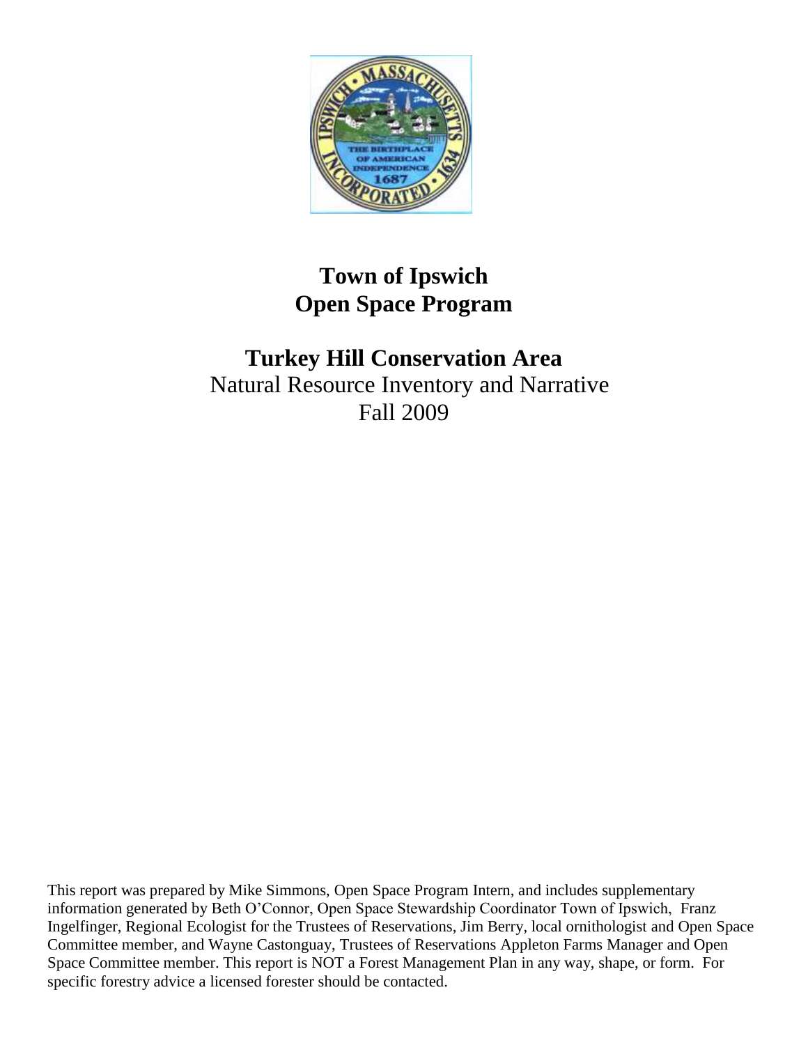# Town of Ipswich
# Open Space Program

## Turkey Hill Conservation Area

Natural Resource Inventory and Narrative
Fall 2009

This report was prepared by Mike Simmons, Open Space Program Intern, and includes supplementary information generated by Beth O'Connor, Open Space Stewardship Coordinator Town of Ipswich, Franz Ingelfinger, Regional Ecologist for the Trustees of Reservations, Jim Berry, local ornithologist and Open Space Committee member, and Wayne Castonguay, Trustees of Reservations Appleton Farms Manager and Open Space Committee member. This report is NOT a Forest Management Plan in any way, shape, or form. For specific forestry advice a licensed forester should be contacted.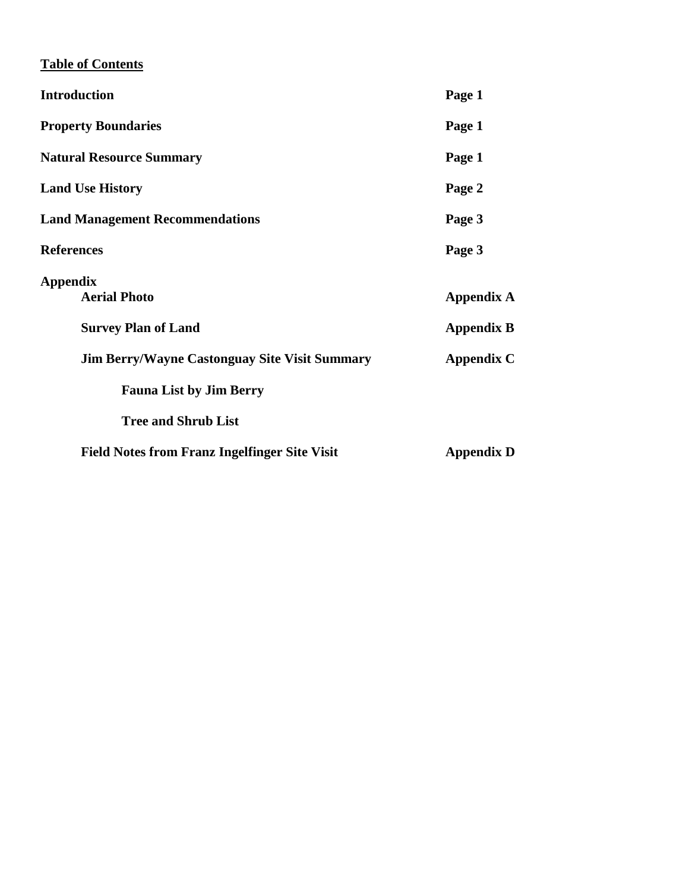**Table of Contents**

| | |
|---|---|
| **Introduction** | **Page 1** |
| **Property Boundaries** | **Page 1** |
| **Natural Resource Summary** | **Page 1** |
| **Land Use History** | **Page 2** |
| **Land Management Recommendations** | **Page 3** |
| **References** | **Page 3** |
| **Appendix** | |
| **Aerial Photo** | **Appendix A** |
| **Survey Plan of Land** | **Appendix B** |
| **Jim Berry/Wayne Castonguay Site Visit Summary** | **Appendix C** |
| **Fauna List by Jim Berry** | |
| **Tree and Shrub List** | |
| **Field Notes from Franz Ingelfinger Site Visit** | **Appendix D** |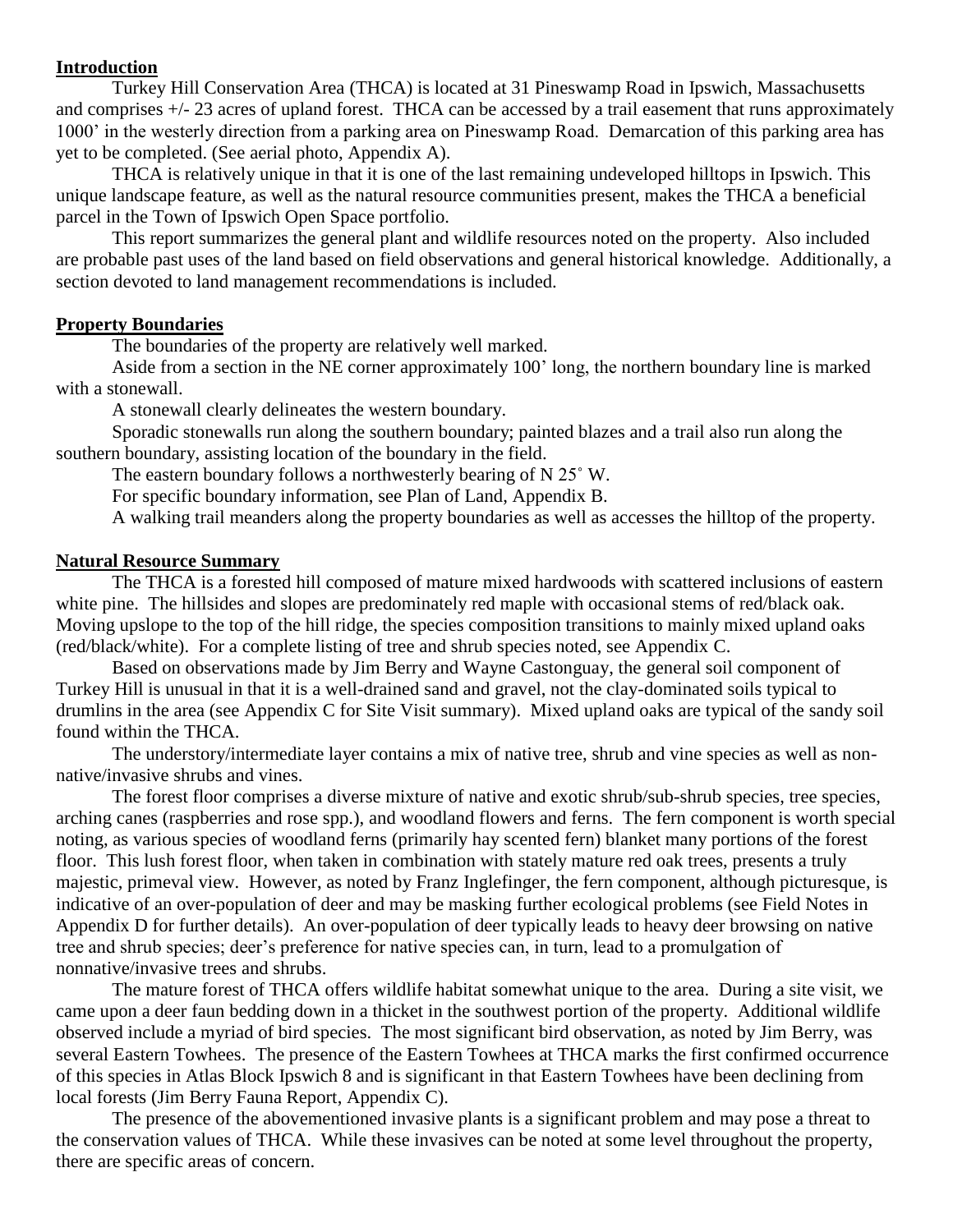## Introduction

Turkey Hill Conservation Area (THCA) is located at 31 Pineswamp Road in Ipswich, Massachusetts and comprises +/- 23 acres of upland forest. THCA can be accessed by a trail easement that runs approximately 1000' in the westerly direction from a parking area on Pineswamp Road. Demarcation of this parking area has yet to be completed. (See aerial photo, Appendix A).

THCA is relatively unique in that it is one of the last remaining undeveloped hilltops in Ipswich. This unique landscape feature, as well as the natural resource communities present, makes the THCA a beneficial parcel in the Town of Ipswich Open Space portfolio.

This report summarizes the general plant and wildlife resources noted on the property. Also included are probable past uses of the land based on field observations and general historical knowledge. Additionally, a section devoted to land management recommendations is included.

## Property Boundaries

The boundaries of the property are relatively well marked.

Aside from a section in the NE corner approximately 100' long, the northern boundary line is marked with a stonewall.

A stonewall clearly delineates the western boundary.

Sporadic stonewalls run along the southern boundary; painted blazes and a trail also run along the southern boundary, assisting location of the boundary in the field.

The eastern boundary follows a northwesterly bearing of N 25˚ W.

For specific boundary information, see Plan of Land, Appendix B.

A walking trail meanders along the property boundaries as well as accesses the hilltop of the property.

## Natural Resource Summary

The THCA is a forested hill composed of mature mixed hardwoods with scattered inclusions of eastern white pine. The hillsides and slopes are predominately red maple with occasional stems of red/black oak. Moving upslope to the top of the hill ridge, the species composition transitions to mainly mixed upland oaks (red/black/white). For a complete listing of tree and shrub species noted, see Appendix C.

Based on observations made by Jim Berry and Wayne Castonguay, the general soil component of Turkey Hill is unusual in that it is a well-drained sand and gravel, not the clay-dominated soils typical to drumlins in the area (see Appendix C for Site Visit summary). Mixed upland oaks are typical of the sandy soil found within the THCA.

The understory/intermediate layer contains a mix of native tree, shrub and vine species as well as non-native/invasive shrubs and vines.

The forest floor comprises a diverse mixture of native and exotic shrub/sub-shrub species, tree species, arching canes (raspberries and rose spp.), and woodland flowers and ferns. The fern component is worth special noting, as various species of woodland ferns (primarily hay scented fern) blanket many portions of the forest floor. This lush forest floor, when taken in combination with stately mature red oak trees, presents a truly majestic, primeval view. However, as noted by Franz Inglefinger, the fern component, although picturesque, is indicative of an over-population of deer and may be masking further ecological problems (see Field Notes in Appendix D for further details). An over-population of deer typically leads to heavy deer browsing on native tree and shrub species; deer's preference for native species can, in turn, lead to a promulgation of nonnative/invasive trees and shrubs.

The mature forest of THCA offers wildlife habitat somewhat unique to the area. During a site visit, we came upon a deer faun bedding down in a thicket in the southwest portion of the property. Additional wildlife observed include a myriad of bird species. The most significant bird observation, as noted by Jim Berry, was several Eastern Towhees. The presence of the Eastern Towhees at THCA marks the first confirmed occurrence of this species in Atlas Block Ipswich 8 and is significant in that Eastern Towhees have been declining from local forests (Jim Berry Fauna Report, Appendix C).

The presence of the abovementioned invasive plants is a significant problem and may pose a threat to the conservation values of THCA. While these invasives can be noted at some level throughout the property, there are specific areas of concern.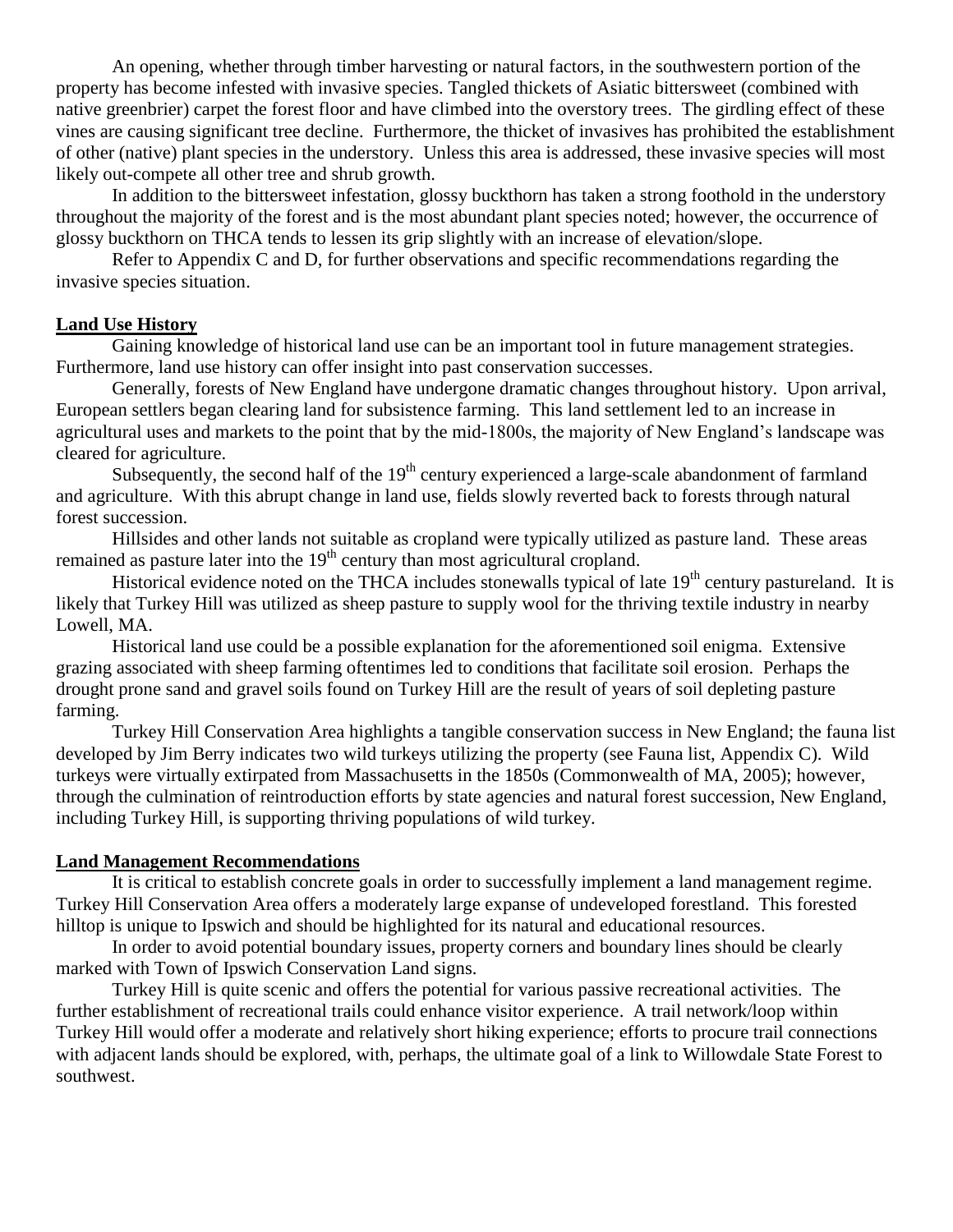An opening, whether through timber harvesting or natural factors, in the southwestern portion of the property has become infested with invasive species. Tangled thickets of Asiatic bittersweet (combined with native greenbrier) carpet the forest floor and have climbed into the overstory trees. The girdling effect of these vines are causing significant tree decline. Furthermore, the thicket of invasives has prohibited the establishment of other (native) plant species in the understory. Unless this area is addressed, these invasive species will most likely out-compete all other tree and shrub growth.

In addition to the bittersweet infestation, glossy buckthorn has taken a strong foothold in the understory throughout the majority of the forest and is the most abundant plant species noted; however, the occurrence of glossy buckthorn on THCA tends to lessen its grip slightly with an increase of elevation/slope.

Refer to Appendix C and D, for further observations and specific recommendations regarding the invasive species situation.

## Land Use History

Gaining knowledge of historical land use can be an important tool in future management strategies. Furthermore, land use history can offer insight into past conservation successes.

Generally, forests of New England have undergone dramatic changes throughout history. Upon arrival, European settlers began clearing land for subsistence farming. This land settlement led to an increase in agricultural uses and markets to the point that by the mid-1800s, the majority of New England's landscape was cleared for agriculture.

Subsequently, the second half of the 19th century experienced a large-scale abandonment of farmland and agriculture. With this abrupt change in land use, fields slowly reverted back to forests through natural forest succession.

Hillsides and other lands not suitable as cropland were typically utilized as pasture land. These areas remained as pasture later into the 19th century than most agricultural cropland.

Historical evidence noted on the THCA includes stonewalls typical of late 19th century pastureland. It is likely that Turkey Hill was utilized as sheep pasture to supply wool for the thriving textile industry in nearby Lowell, MA.

Historical land use could be a possible explanation for the aforementioned soil enigma. Extensive grazing associated with sheep farming oftentimes led to conditions that facilitate soil erosion. Perhaps the drought prone sand and gravel soils found on Turkey Hill are the result of years of soil depleting pasture farming.

Turkey Hill Conservation Area highlights a tangible conservation success in New England; the fauna list developed by Jim Berry indicates two wild turkeys utilizing the property (see Fauna list, Appendix C). Wild turkeys were virtually extirpated from Massachusetts in the 1850s (Commonwealth of MA, 2005); however, through the culmination of reintroduction efforts by state agencies and natural forest succession, New England, including Turkey Hill, is supporting thriving populations of wild turkey.

## Land Management Recommendations

It is critical to establish concrete goals in order to successfully implement a land management regime. Turkey Hill Conservation Area offers a moderately large expanse of undeveloped forestland. This forested hilltop is unique to Ipswich and should be highlighted for its natural and educational resources.

In order to avoid potential boundary issues, property corners and boundary lines should be clearly marked with Town of Ipswich Conservation Land signs.

Turkey Hill is quite scenic and offers the potential for various passive recreational activities. The further establishment of recreational trails could enhance visitor experience. A trail network/loop within Turkey Hill would offer a moderate and relatively short hiking experience; efforts to procure trail connections with adjacent lands should be explored, with, perhaps, the ultimate goal of a link to Willowdale State Forest to southwest.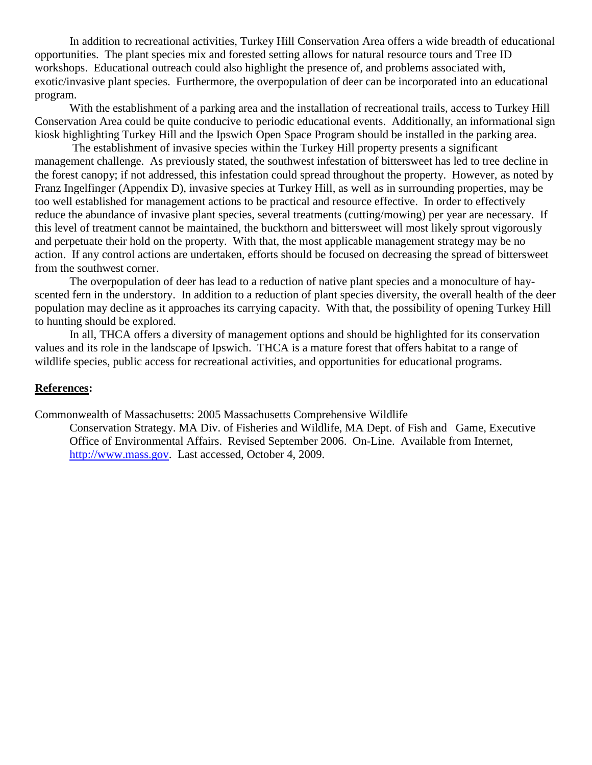In addition to recreational activities, Turkey Hill Conservation Area offers a wide breadth of educational opportunities. The plant species mix and forested setting allows for natural resource tours and Tree ID workshops. Educational outreach could also highlight the presence of, and problems associated with, exotic/invasive plant species. Furthermore, the overpopulation of deer can be incorporated into an educational program.

With the establishment of a parking area and the installation of recreational trails, access to Turkey Hill Conservation Area could be quite conducive to periodic educational events. Additionally, an informational sign kiosk highlighting Turkey Hill and the Ipswich Open Space Program should be installed in the parking area.

The establishment of invasive species within the Turkey Hill property presents a significant management challenge. As previously stated, the southwest infestation of bittersweet has led to tree decline in the forest canopy; if not addressed, this infestation could spread throughout the property. However, as noted by Franz Ingelfinger (Appendix D), invasive species at Turkey Hill, as well as in surrounding properties, may be too well established for management actions to be practical and resource effective. In order to effectively reduce the abundance of invasive plant species, several treatments (cutting/mowing) per year are necessary. If this level of treatment cannot be maintained, the buckthorn and bittersweet will most likely sprout vigorously and perpetuate their hold on the property. With that, the most applicable management strategy may be no action. If any control actions are undertaken, efforts should be focused on decreasing the spread of bittersweet from the southwest corner.

The overpopulation of deer has lead to a reduction of native plant species and a monoculture of hay-scented fern in the understory. In addition to a reduction of plant species diversity, the overall health of the deer population may decline as it approaches its carrying capacity. With that, the possibility of opening Turkey Hill to hunting should be explored.

In all, THCA offers a diversity of management options and should be highlighted for its conservation values and its role in the landscape of Ipswich. THCA is a mature forest that offers habitat to a range of wildlife species, public access for recreational activities, and opportunities for educational programs.

**References:**

Commonwealth of Massachusetts: 2005 Massachusetts Comprehensive Wildlife Conservation Strategy. MA Div. of Fisheries and Wildlife, MA Dept. of Fish and Game, Executive Office of Environmental Affairs. Revised September 2006. On-Line. Available from Internet, http://www.mass.gov. Last accessed, October 4, 2009.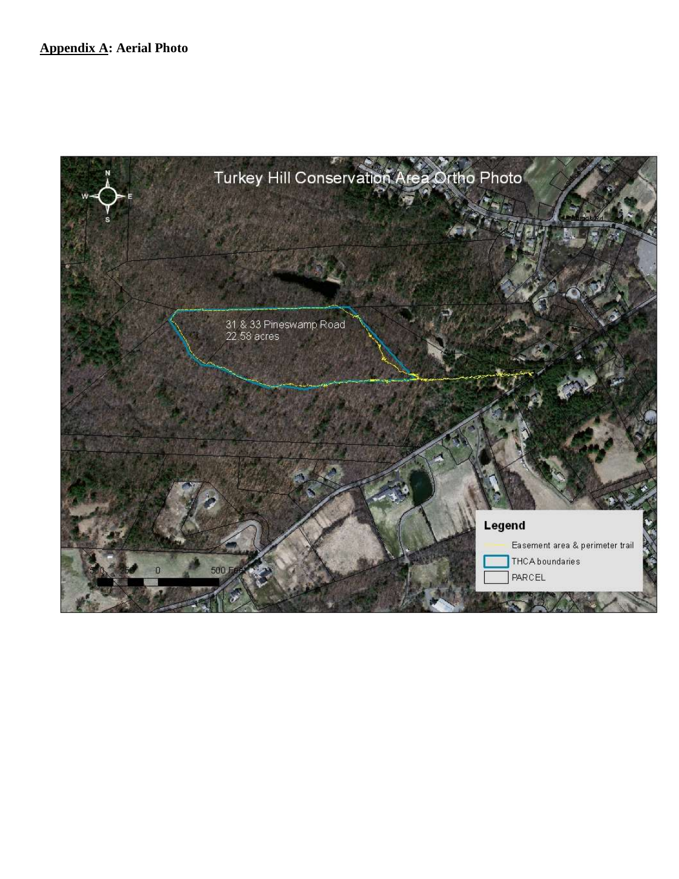**Appendix A: Aerial Photo**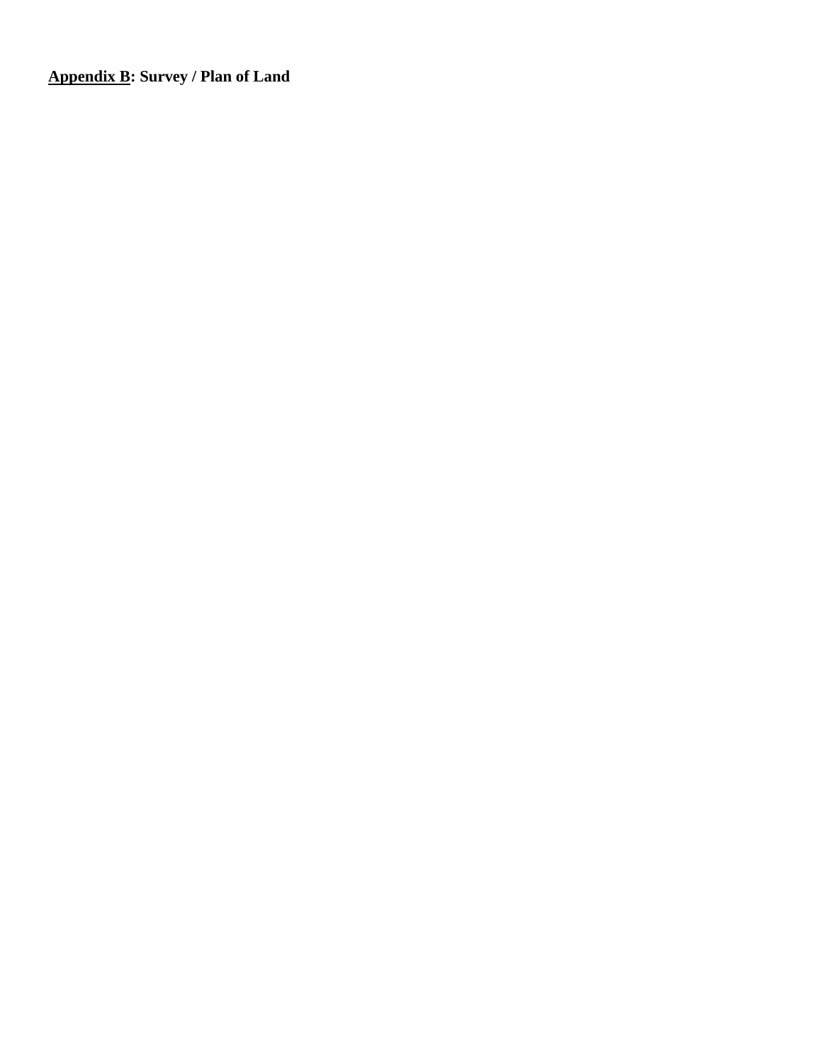**Appendix B: Survey / Plan of Land**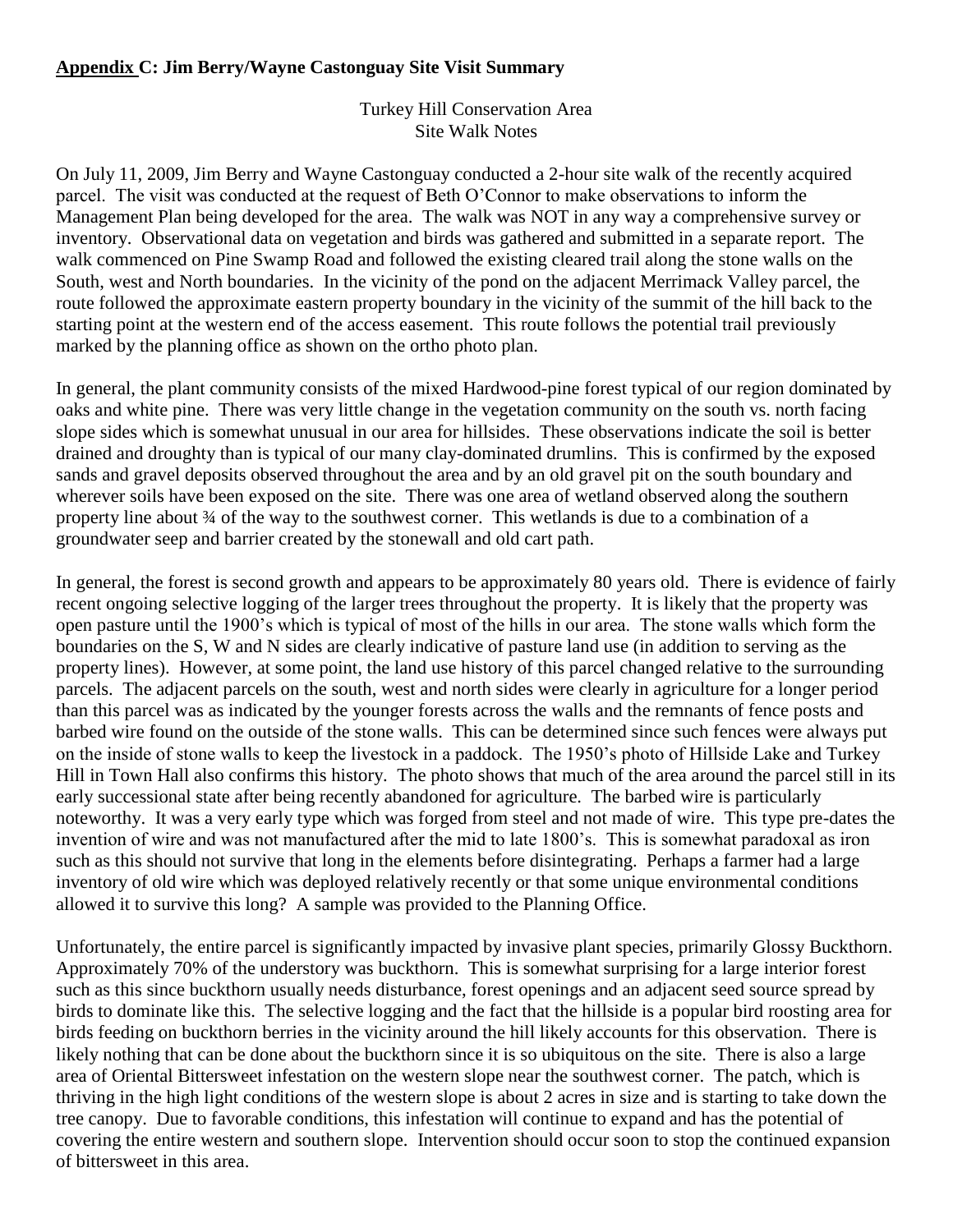## **Appendix C: Jim Berry/Wayne Castonguay Site Visit Summary**

Turkey Hill Conservation Area
Site Walk Notes

On July 11, 2009, Jim Berry and Wayne Castonguay conducted a 2-hour site walk of the recently acquired parcel. The visit was conducted at the request of Beth O'Connor to make observations to inform the Management Plan being developed for the area. The walk was NOT in any way a comprehensive survey or inventory. Observational data on vegetation and birds was gathered and submitted in a separate report. The walk commenced on Pine Swamp Road and followed the existing cleared trail along the stone walls on the South, west and North boundaries. In the vicinity of the pond on the adjacent Merrimack Valley parcel, the route followed the approximate eastern property boundary in the vicinity of the summit of the hill back to the starting point at the western end of the access easement. This route follows the potential trail previously marked by the planning office as shown on the ortho photo plan.

In general, the plant community consists of the mixed Hardwood-pine forest typical of our region dominated by oaks and white pine. There was very little change in the vegetation community on the south vs. north facing slope sides which is somewhat unusual in our area for hillsides. These observations indicate the soil is better drained and droughty than is typical of our many clay-dominated drumlins. This is confirmed by the exposed sands and gravel deposits observed throughout the area and by an old gravel pit on the south boundary and wherever soils have been exposed on the site. There was one area of wetland observed along the southern property line about ¾ of the way to the southwest corner. This wetlands is due to a combination of a groundwater seep and barrier created by the stonewall and old cart path.

In general, the forest is second growth and appears to be approximately 80 years old. There is evidence of fairly recent ongoing selective logging of the larger trees throughout the property. It is likely that the property was open pasture until the 1900's which is typical of most of the hills in our area. The stone walls which form the boundaries on the S, W and N sides are clearly indicative of pasture land use (in addition to serving as the property lines). However, at some point, the land use history of this parcel changed relative to the surrounding parcels. The adjacent parcels on the south, west and north sides were clearly in agriculture for a longer period than this parcel was as indicated by the younger forests across the walls and the remnants of fence posts and barbed wire found on the outside of the stone walls. This can be determined since such fences were always put on the inside of stone walls to keep the livestock in a paddock. The 1950's photo of Hillside Lake and Turkey Hill in Town Hall also confirms this history. The photo shows that much of the area around the parcel still in its early successional state after being recently abandoned for agriculture. The barbed wire is particularly noteworthy. It was a very early type which was forged from steel and not made of wire. This type pre-dates the invention of wire and was not manufactured after the mid to late 1800's. This is somewhat paradoxal as iron such as this should not survive that long in the elements before disintegrating. Perhaps a farmer had a large inventory of old wire which was deployed relatively recently or that some unique environmental conditions allowed it to survive this long? A sample was provided to the Planning Office.

Unfortunately, the entire parcel is significantly impacted by invasive plant species, primarily Glossy Buckthorn. Approximately 70% of the understory was buckthorn. This is somewhat surprising for a large interior forest such as this since buckthorn usually needs disturbance, forest openings and an adjacent seed source spread by birds to dominate like this. The selective logging and the fact that the hillside is a popular bird roosting area for birds feeding on buckthorn berries in the vicinity around the hill likely accounts for this observation. There is likely nothing that can be done about the buckthorn since it is so ubiquitous on the site. There is also a large area of Oriental Bittersweet infestation on the western slope near the southwest corner. The patch, which is thriving in the high light conditions of the western slope is about 2 acres in size and is starting to take down the tree canopy. Due to favorable conditions, this infestation will continue to expand and has the potential of covering the entire western and southern slope. Intervention should occur soon to stop the continued expansion of bittersweet in this area.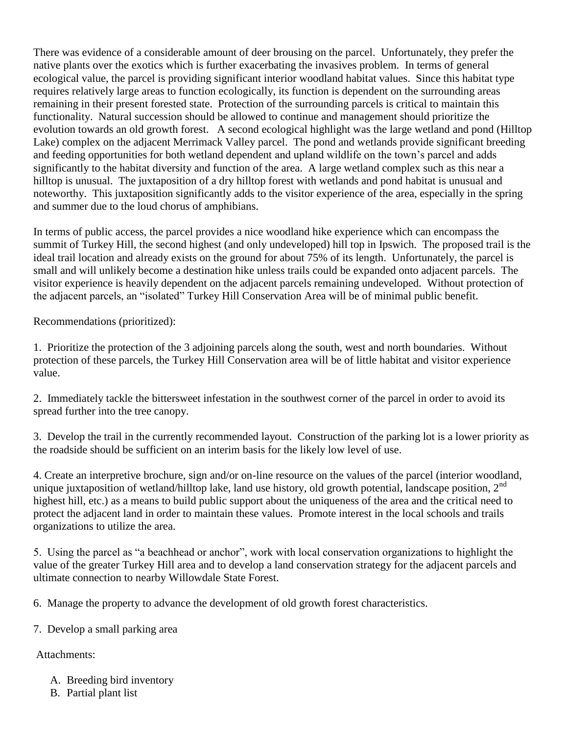There was evidence of a considerable amount of deer brousing on the parcel. Unfortunately, they prefer the native plants over the exotics which is further exacerbating the invasives problem. In terms of general ecological value, the parcel is providing significant interior woodland habitat values. Since this habitat type requires relatively large areas to function ecologically, its function is dependent on the surrounding areas remaining in their present forested state. Protection of the surrounding parcels is critical to maintain this functionality. Natural succession should be allowed to continue and management should prioritize the evolution towards an old growth forest. A second ecological highlight was the large wetland and pond (Hilltop Lake) complex on the adjacent Merrimack Valley parcel. The pond and wetlands provide significant breeding and feeding opportunities for both wetland dependent and upland wildlife on the town's parcel and adds significantly to the habitat diversity and function of the area. A large wetland complex such as this near a hilltop is unusual. The juxtaposition of a dry hilltop forest with wetlands and pond habitat is unusual and noteworthy. This juxtaposition significantly adds to the visitor experience of the area, especially in the spring and summer due to the loud chorus of amphibians.

In terms of public access, the parcel provides a nice woodland hike experience which can encompass the summit of Turkey Hill, the second highest (and only undeveloped) hill top in Ipswich. The proposed trail is the ideal trail location and already exists on the ground for about 75% of its length. Unfortunately, the parcel is small and will unlikely become a destination hike unless trails could be expanded onto adjacent parcels. The visitor experience is heavily dependent on the adjacent parcels remaining undeveloped. Without protection of the adjacent parcels, an "isolated" Turkey Hill Conservation Area will be of minimal public benefit.

Recommendations (prioritized):

1. Prioritize the protection of the 3 adjoining parcels along the south, west and north boundaries. Without protection of these parcels, the Turkey Hill Conservation area will be of little habitat and visitor experience value.

2. Immediately tackle the bittersweet infestation in the southwest corner of the parcel in order to avoid its spread further into the tree canopy.

3. Develop the trail in the currently recommended layout. Construction of the parking lot is a lower priority as the roadside should be sufficient on an interim basis for the likely low level of use.

4. Create an interpretive brochure, sign and/or on-line resource on the values of the parcel (interior woodland, unique juxtaposition of wetland/hilltop lake, land use history, old growth potential, landscape position, 2nd highest hill, etc.) as a means to build public support about the uniqueness of the area and the critical need to protect the adjacent land in order to maintain these values. Promote interest in the local schools and trails organizations to utilize the area.

5. Using the parcel as "a beachhead or anchor", work with local conservation organizations to highlight the value of the greater Turkey Hill area and to develop a land conservation strategy for the adjacent parcels and ultimate connection to nearby Willowdale State Forest.

6. Manage the property to advance the development of old growth forest characteristics.

7. Develop a small parking area

Attachments:

A. Breeding bird inventory
B. Partial plant list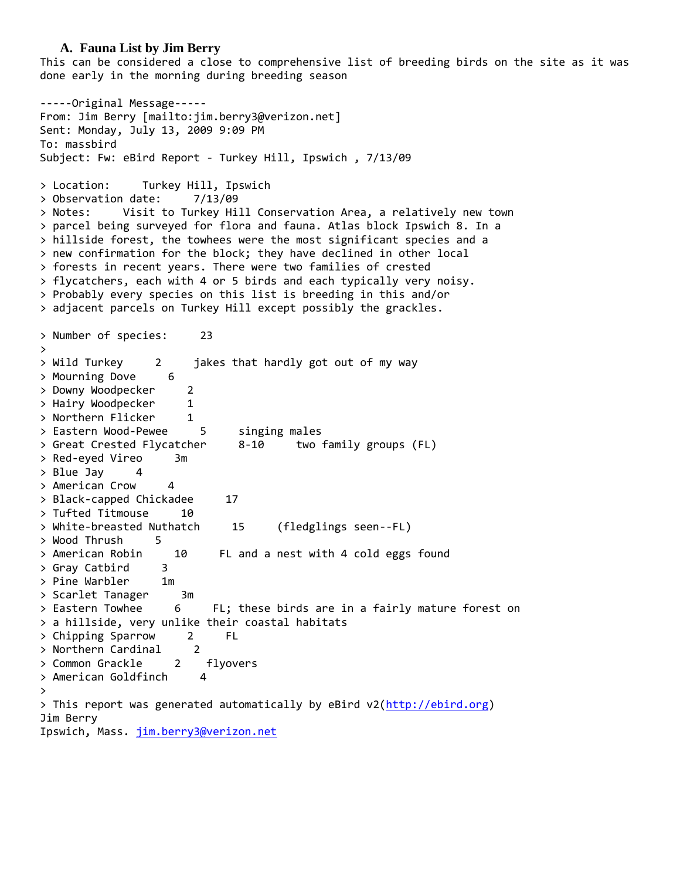### A. Fauna List by Jim Berry

This can be considered a close to comprehensive list of breeding birds on the site as it was done early in the morning during breeding season

```
-----Original Message-----
From: Jim Berry [mailto:jim.berry3@verizon.net]
Sent: Monday, July 13, 2009 9:09 PM
To: massbird
Subject: Fw: eBird Report - Turkey Hill, Ipswich , 7/13/09

> Location:     Turkey Hill, Ipswich
> Observation date:     7/13/09
> Notes:     Visit to Turkey Hill Conservation Area, a relatively new town
> parcel being surveyed for flora and fauna. Atlas block Ipswich 8. In a
> hillside forest, the towhees were the most significant species and a
> new confirmation for the block; they have declined in other local
> forests in recent years. There were two families of crested
> flycatchers, each with 4 or 5 birds and each typically very noisy.
> Probably every species on this list is breeding in this and/or
> adjacent parcels on Turkey Hill except possibly the grackles.

> Number of species:     23
>
> Wild Turkey     2     jakes that hardly got out of my way
> Mourning Dove     6
> Downy Woodpecker     2
> Hairy Woodpecker     1
> Northern Flicker     1
> Eastern Wood-Pewee     5     singing males
> Great Crested Flycatcher     8-10     two family groups (FL)
> Red-eyed Vireo     3m
> Blue Jay     4
> American Crow     4
> Black-capped Chickadee     17
> Tufted Titmouse     10
> White-breasted Nuthatch     15     (fledglings seen--FL)
> Wood Thrush     5
> American Robin     10     FL and a nest with 4 cold eggs found
> Gray Catbird     3
> Pine Warbler     1m
> Scarlet Tanager     3m
> Eastern Towhee     6     FL; these birds are in a fairly mature forest on
> a hillside, very unlike their coastal habitats
> Chipping Sparrow     2     FL
> Northern Cardinal     2
> Common Grackle     2    flyovers
> American Goldfinch     4
>
> This report was generated automatically by eBird v2(http://ebird.org)
Jim Berry
Ipswich, Mass. jim.berry3@verizon.net
```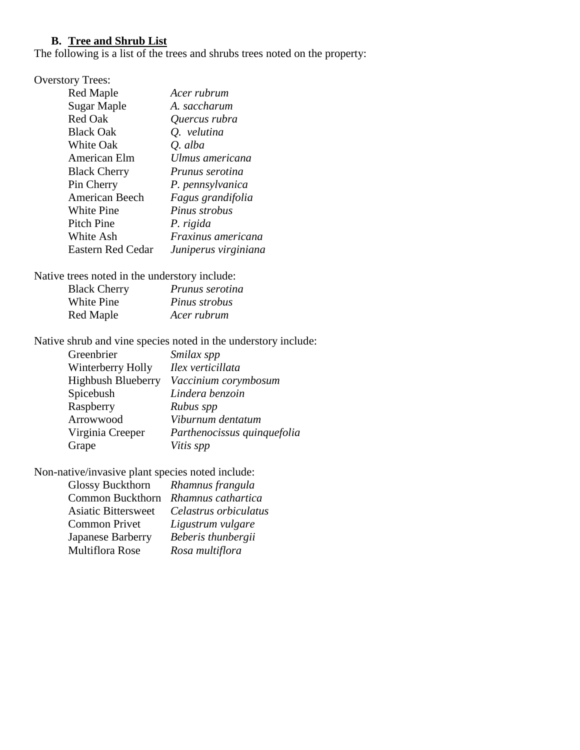### B. Tree and Shrub List

The following is a list of the trees and shrubs trees noted on the property:

Overstory Trees:

| | |
|---|---|
| Red Maple | *Acer rubrum* |
| Sugar Maple | *A. saccharum* |
| Red Oak | *Quercus rubra* |
| Black Oak | *Q. velutina* |
| White Oak | *Q. alba* |
| American Elm | *Ulmus americana* |
| Black Cherry | *Prunus serotina* |
| Pin Cherry | *P. pennsylvanica* |
| American Beech | *Fagus grandifolia* |
| White Pine | *Pinus strobus* |
| Pitch Pine | *P. rigida* |
| White Ash | *Fraxinus americana* |
| Eastern Red Cedar | *Juniperus virginiana* |

Native trees noted in the understory include:

| | |
|---|---|
| Black Cherry | *Prunus serotina* |
| White Pine | *Pinus strobus* |
| Red Maple | *Acer rubrum* |

Native shrub and vine species noted in the understory include:

| | |
|---|---|
| Greenbrier | *Smilax spp* |
| Winterberry Holly | *Ilex verticillata* |
| Highbush Blueberry | *Vaccinium corymbosum* |
| Spicebush | *Lindera benzoin* |
| Raspberry | *Rubus spp* |
| Arrowwood | *Viburnum dentatum* |
| Virginia Creeper | *Parthenocissus quinquefolia* |
| Grape | *Vitis spp* |

Non-native/invasive plant species noted include:

| | |
|---|---|
| Glossy Buckthorn | *Rhamnus frangula* |
| Common Buckthorn | *Rhamnus cathartica* |
| Asiatic Bittersweet | *Celastrus orbiculatus* |
| Common Privet | *Ligustrum vulgare* |
| Japanese Barberry | *Beberis thunbergii* |
| Multiflora Rose | *Rosa multiflora* |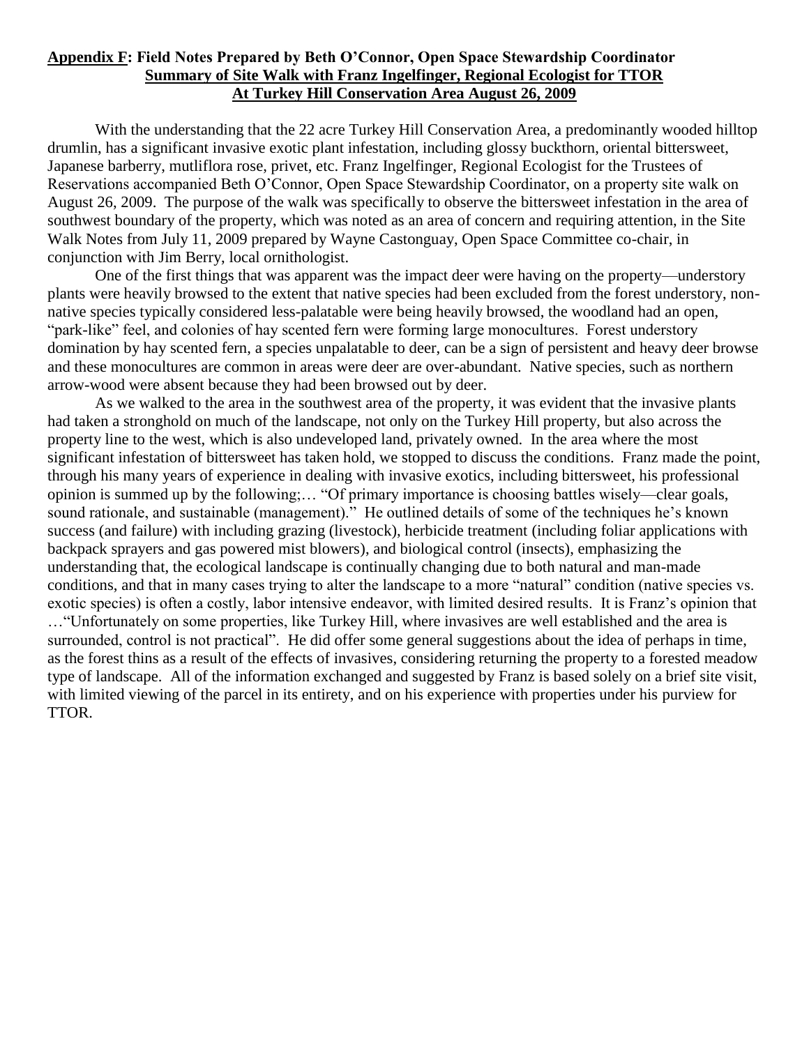**Appendix F: Field Notes Prepared by Beth O'Connor, Open Space Stewardship Coordinator**
**Summary of Site Walk with Franz Ingelfinger, Regional Ecologist for TTOR**
**At Turkey Hill Conservation Area August 26, 2009**

With the understanding that the 22 acre Turkey Hill Conservation Area, a predominantly wooded hilltop drumlin, has a significant invasive exotic plant infestation, including glossy buckthorn, oriental bittersweet, Japanese barberry, mutliflora rose, privet, etc. Franz Ingelfinger, Regional Ecologist for the Trustees of Reservations accompanied Beth O'Connor, Open Space Stewardship Coordinator, on a property site walk on August 26, 2009. The purpose of the walk was specifically to observe the bittersweet infestation in the area of southwest boundary of the property, which was noted as an area of concern and requiring attention, in the Site Walk Notes from July 11, 2009 prepared by Wayne Castonguay, Open Space Committee co-chair, in conjunction with Jim Berry, local ornithologist.

One of the first things that was apparent was the impact deer were having on the property—understory plants were heavily browsed to the extent that native species had been excluded from the forest understory, non-native species typically considered less-palatable were being heavily browsed, the woodland had an open, "park-like" feel, and colonies of hay scented fern were forming large monocultures. Forest understory domination by hay scented fern, a species unpalatable to deer, can be a sign of persistent and heavy deer browse and these monocultures are common in areas were deer are over-abundant. Native species, such as northern arrow-wood were absent because they had been browsed out by deer.

As we walked to the area in the southwest area of the property, it was evident that the invasive plants had taken a stronghold on much of the landscape, not only on the Turkey Hill property, but also across the property line to the west, which is also undeveloped land, privately owned. In the area where the most significant infestation of bittersweet has taken hold, we stopped to discuss the conditions. Franz made the point, through his many years of experience in dealing with invasive exotics, including bittersweet, his professional opinion is summed up by the following;… "Of primary importance is choosing battles wisely—clear goals, sound rationale, and sustainable (management)." He outlined details of some of the techniques he's known success (and failure) with including grazing (livestock), herbicide treatment (including foliar applications with backpack sprayers and gas powered mist blowers), and biological control (insects), emphasizing the understanding that, the ecological landscape is continually changing due to both natural and man-made conditions, and that in many cases trying to alter the landscape to a more "natural" condition (native species vs. exotic species) is often a costly, labor intensive endeavor, with limited desired results. It is Franz's opinion that …"Unfortunately on some properties, like Turkey Hill, where invasives are well established and the area is surrounded, control is not practical". He did offer some general suggestions about the idea of perhaps in time, as the forest thins as a result of the effects of invasives, considering returning the property to a forested meadow type of landscape. All of the information exchanged and suggested by Franz is based solely on a brief site visit, with limited viewing of the parcel in its entirety, and on his experience with properties under his purview for TTOR.